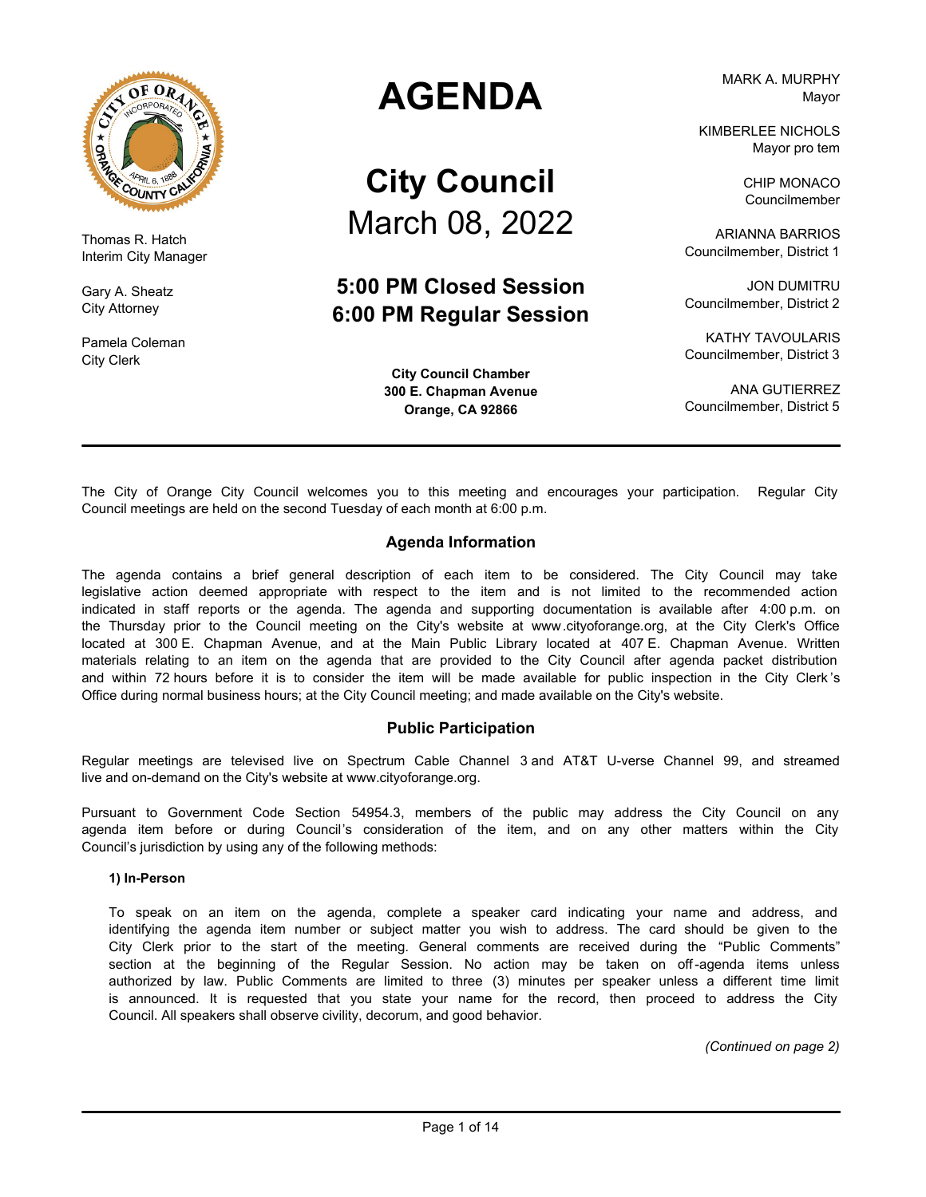# AGENDA

## City Council
March 08, 2022

### 5:00 PM Closed Session
### 6:00 PM Regular Session

**City Council Chamber**
**300 E. Chapman Avenue**
**Orange, CA 92866**

Thomas R. Hatch
Interim City Manager

Gary A. Sheatz
City Attorney

Pamela Coleman
City Clerk

MARK A. MURPHY
Mayor

KIMBERLEE NICHOLS
Mayor pro tem

CHIP MONACO
Councilmember

ARIANNA BARRIOS
Councilmember, District 1

JON DUMITRU
Councilmember, District 2

KATHY TAVOULARIS
Councilmember, District 3

ANA GUTIERREZ
Councilmember, District 5

---

The City of Orange City Council welcomes you to this meeting and encourages your participation. Regular City Council meetings are held on the second Tuesday of each month at 6:00 p.m.

### Agenda Information

The agenda contains a brief general description of each item to be considered. The City Council may take legislative action deemed appropriate with respect to the item and is not limited to the recommended action indicated in staff reports or the agenda. The agenda and supporting documentation is available after 4:00 p.m. on the Thursday prior to the Council meeting on the City's website at www.cityoforange.org, at the City Clerk's Office located at 300 E. Chapman Avenue, and at the Main Public Library located at 407 E. Chapman Avenue. Written materials relating to an item on the agenda that are provided to the City Council after agenda packet distribution and within 72 hours before it is to consider the item will be made available for public inspection in the City Clerk's Office during normal business hours; at the City Council meeting; and made available on the City's website.

### Public Participation

Regular meetings are televised live on Spectrum Cable Channel 3 and AT&T U-verse Channel 99, and streamed live and on-demand on the City's website at www.cityoforange.org.

Pursuant to Government Code Section 54954.3, members of the public may address the City Council on any agenda item before or during Council's consideration of the item, and on any other matters within the City Council's jurisdiction by using any of the following methods:

**1) In-Person**

To speak on an item on the agenda, complete a speaker card indicating your name and address, and identifying the agenda item number or subject matter you wish to address. The card should be given to the City Clerk prior to the start of the meeting. General comments are received during the "Public Comments" section at the beginning of the Regular Session. No action may be taken on off-agenda items unless authorized by law. Public Comments are limited to three (3) minutes per speaker unless a different time limit is announced. It is requested that you state your name for the record, then proceed to address the City Council. All speakers shall observe civility, decorum, and good behavior.

*(Continued on page 2)*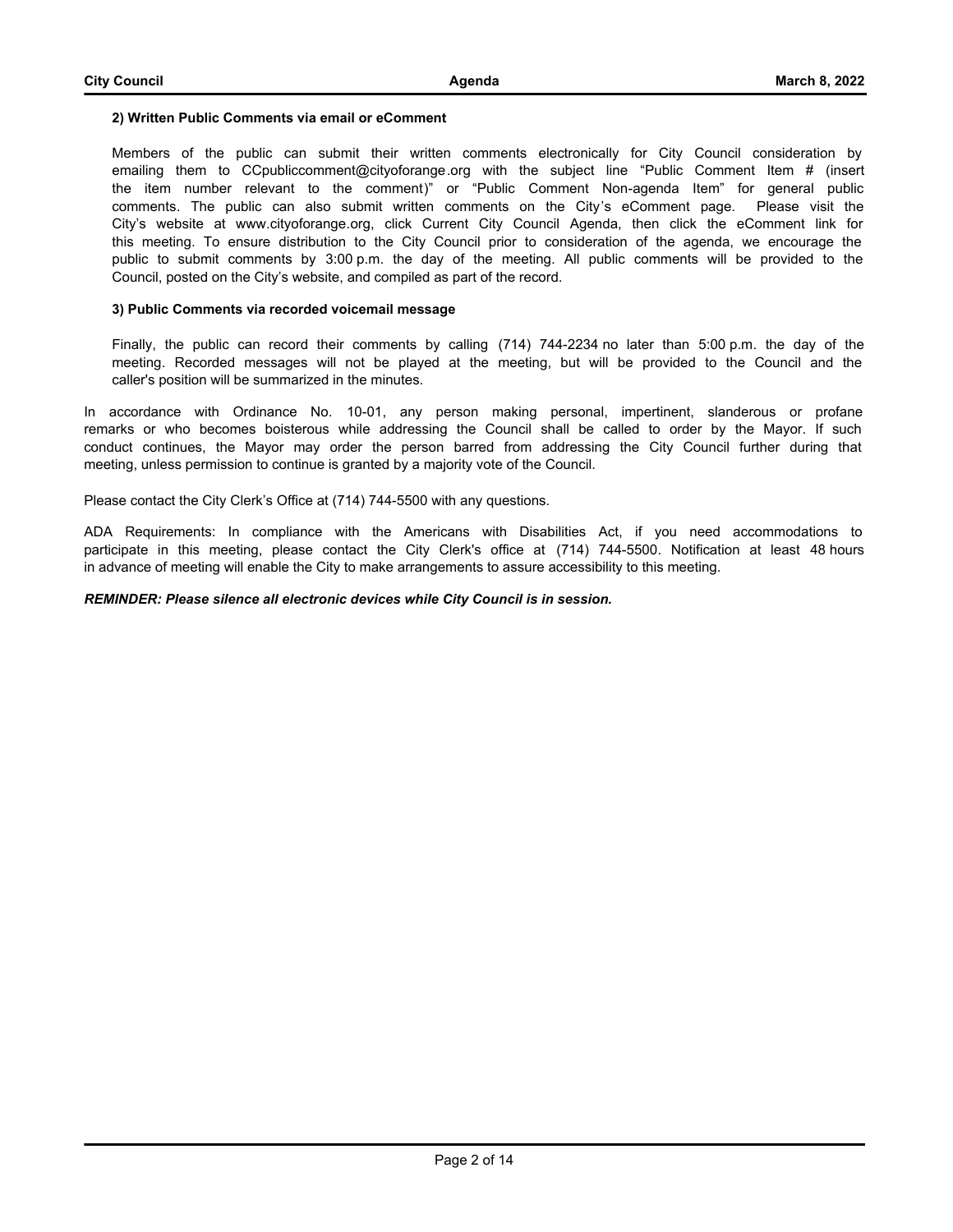**2) Written Public Comments via email or eComment**

Members of the public can submit their written comments electronically for City Council consideration by emailing them to CCpubliccomment@cityoforange.org with the subject line "Public Comment Item # (insert the item number relevant to the comment)" or "Public Comment Non-agenda Item" for general public comments. The public can also submit written comments on the City's eComment page. Please visit the City's website at www.cityoforange.org, click Current City Council Agenda, then click the eComment link for this meeting. To ensure distribution to the City Council prior to consideration of the agenda, we encourage the public to submit comments by 3:00 p.m. the day of the meeting. All public comments will be provided to the Council, posted on the City's website, and compiled as part of the record.

**3) Public Comments via recorded voicemail message**

Finally, the public can record their comments by calling (714) 744-2234 no later than 5:00 p.m. the day of the meeting. Recorded messages will not be played at the meeting, but will be provided to the Council and the caller's position will be summarized in the minutes.

In accordance with Ordinance No. 10-01, any person making personal, impertinent, slanderous or profane remarks or who becomes boisterous while addressing the Council shall be called to order by the Mayor. If such conduct continues, the Mayor may order the person barred from addressing the City Council further during that meeting, unless permission to continue is granted by a majority vote of the Council.

Please contact the City Clerk's Office at (714) 744-5500 with any questions.

ADA Requirements: In compliance with the Americans with Disabilities Act, if you need accommodations to participate in this meeting, please contact the City Clerk's office at (714) 744-5500. Notification at least 48 hours in advance of meeting will enable the City to make arrangements to assure accessibility to this meeting.

***REMINDER: Please silence all electronic devices while City Council is in session.***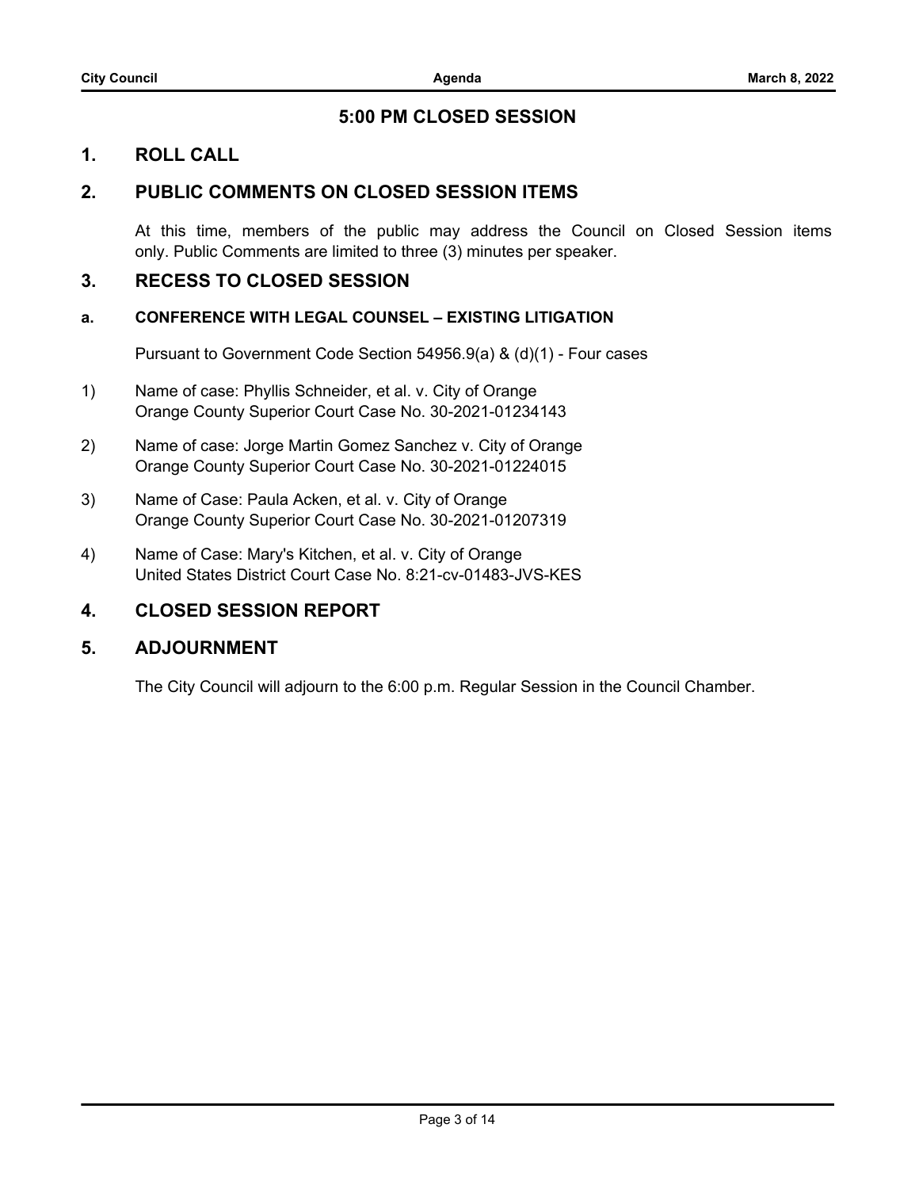## 5:00 PM CLOSED SESSION

## 1. ROLL CALL

## 2. PUBLIC COMMENTS ON CLOSED SESSION ITEMS

At this time, members of the public may address the Council on Closed Session items only. Public Comments are limited to three (3) minutes per speaker.

## 3. RECESS TO CLOSED SESSION

### a. CONFERENCE WITH LEGAL COUNSEL – EXISTING LITIGATION

Pursuant to Government Code Section 54956.9(a) & (d)(1) - Four cases

1) Name of case: Phyllis Schneider, et al. v. City of Orange
   Orange County Superior Court Case No. 30-2021-01234143

2) Name of case: Jorge Martin Gomez Sanchez v. City of Orange
   Orange County Superior Court Case No. 30-2021-01224015

3) Name of Case: Paula Acken, et al. v. City of Orange
   Orange County Superior Court Case No. 30-2021-01207319

4) Name of Case: Mary's Kitchen, et al. v. City of Orange
   United States District Court Case No. 8:21-cv-01483-JVS-KES

## 4. CLOSED SESSION REPORT

## 5. ADJOURNMENT

The City Council will adjourn to the 6:00 p.m. Regular Session in the Council Chamber.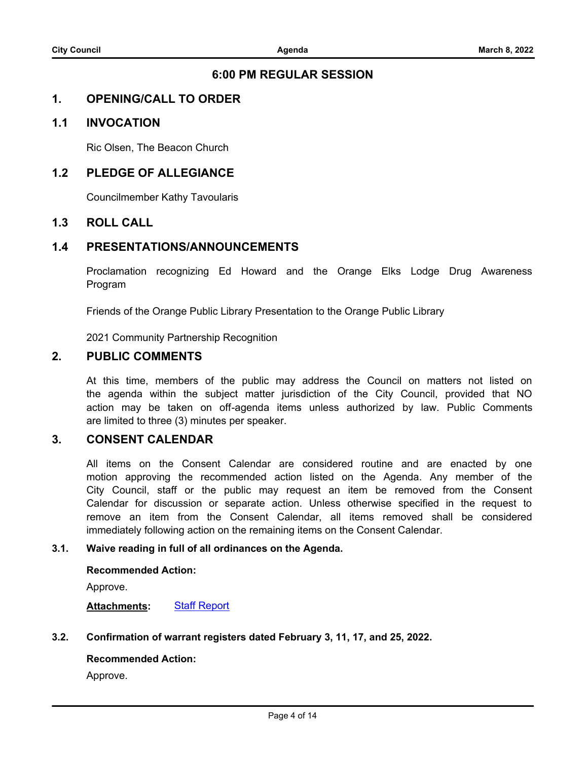## 6:00 PM REGULAR SESSION

## 1. OPENING/CALL TO ORDER

### 1.1 INVOCATION

Ric Olsen, The Beacon Church

### 1.2 PLEDGE OF ALLEGIANCE

Councilmember Kathy Tavoularis

### 1.3 ROLL CALL

### 1.4 PRESENTATIONS/ANNOUNCEMENTS

Proclamation recognizing Ed Howard and the Orange Elks Lodge Drug Awareness Program

Friends of the Orange Public Library Presentation to the Orange Public Library

2021 Community Partnership Recognition

## 2. PUBLIC COMMENTS

At this time, members of the public may address the Council on matters not listed on the agenda within the subject matter jurisdiction of the City Council, provided that NO action may be taken on off-agenda items unless authorized by law. Public Comments are limited to three (3) minutes per speaker.

## 3. CONSENT CALENDAR

All items on the Consent Calendar are considered routine and are enacted by one motion approving the recommended action listed on the Agenda. Any member of the City Council, staff or the public may request an item be removed from the Consent Calendar for discussion or separate action. Unless otherwise specified in the request to remove an item from the Consent Calendar, all items removed shall be considered immediately following action on the remaining items on the Consent Calendar.

**3.1. Waive reading in full of all ordinances on the Agenda.**

**Recommended Action:**

Approve.

**Attachments:** Staff Report

**3.2. Confirmation of warrant registers dated February 3, 11, 17, and 25, 2022.**

**Recommended Action:**

Approve.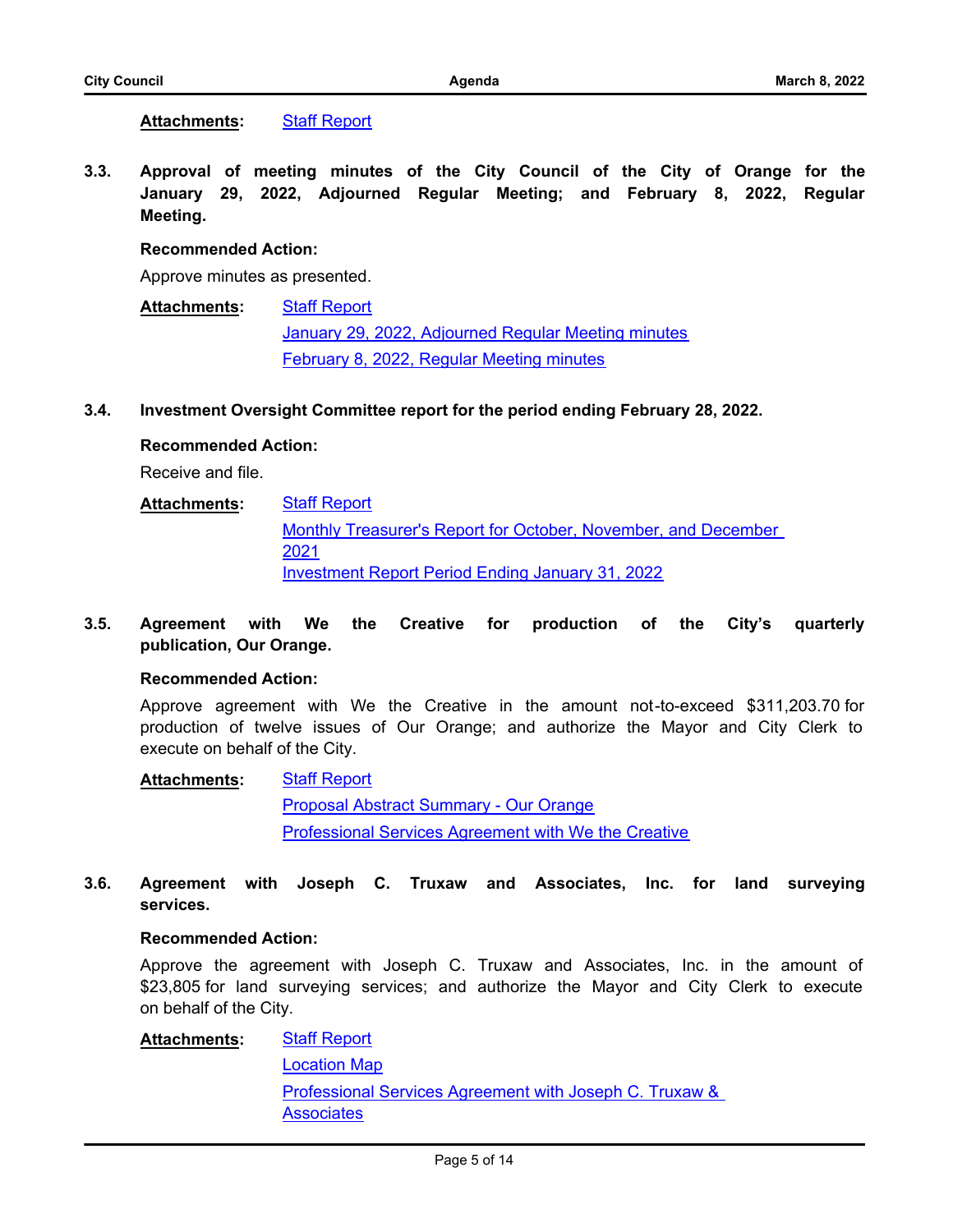**Attachments:** Staff Report

**3.3. Approval of meeting minutes of the City Council of the City of Orange for the January 29, 2022, Adjourned Regular Meeting; and February 8, 2022, Regular Meeting.**

**Recommended Action:**

Approve minutes as presented.

**Attachments:** Staff Report
January 29, 2022, Adjourned Regular Meeting minutes
February 8, 2022, Regular Meeting minutes

**3.4. Investment Oversight Committee report for the period ending February 28, 2022.**

**Recommended Action:**

Receive and file.

**Attachments:** Staff Report
Monthly Treasurer's Report for October, November, and December 2021
Investment Report Period Ending January 31, 2022

**3.5. Agreement with We the Creative for production of the City's quarterly publication, Our Orange.**

**Recommended Action:**

Approve agreement with We the Creative in the amount not-to-exceed $311,203.70 for production of twelve issues of Our Orange; and authorize the Mayor and City Clerk to execute on behalf of the City.

**Attachments:** Staff Report
Proposal Abstract Summary - Our Orange
Professional Services Agreement with We the Creative

**3.6. Agreement with Joseph C. Truxaw and Associates, Inc. for land surveying services.**

**Recommended Action:**

Approve the agreement with Joseph C. Truxaw and Associates, Inc. in the amount of $23,805 for land surveying services; and authorize the Mayor and City Clerk to execute on behalf of the City.

**Attachments:** Staff Report
Location Map
Professional Services Agreement with Joseph C. Truxaw & Associates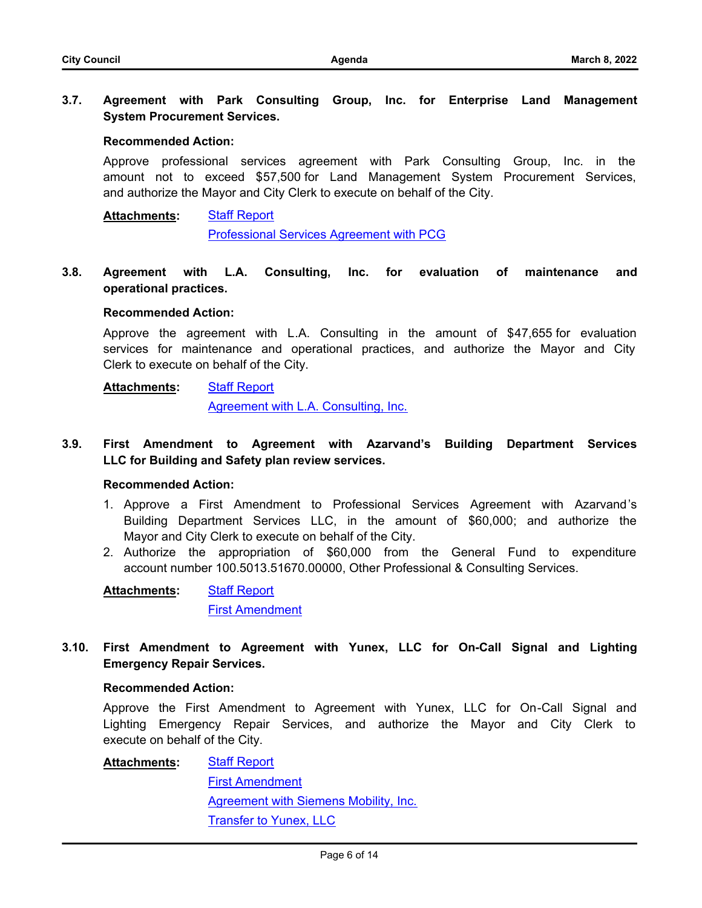### 3.7. Agreement with Park Consulting Group, Inc. for Enterprise Land Management System Procurement Services.

**Recommended Action:**

Approve professional services agreement with Park Consulting Group, Inc. in the amount not to exceed $57,500 for Land Management System Procurement Services, and authorize the Mayor and City Clerk to execute on behalf of the City.

**Attachments:** Staff Report
Professional Services Agreement with PCG

### 3.8. Agreement with L.A. Consulting, Inc. for evaluation of maintenance and operational practices.

**Recommended Action:**

Approve the agreement with L.A. Consulting in the amount of $47,655 for evaluation services for maintenance and operational practices, and authorize the Mayor and City Clerk to execute on behalf of the City.

**Attachments:** Staff Report
Agreement with L.A. Consulting, Inc.

### 3.9. First Amendment to Agreement with Azarvand's Building Department Services LLC for Building and Safety plan review services.

**Recommended Action:**

1. Approve a First Amendment to Professional Services Agreement with Azarvand's Building Department Services LLC, in the amount of $60,000; and authorize the Mayor and City Clerk to execute on behalf of the City.
2. Authorize the appropriation of $60,000 from the General Fund to expenditure account number 100.5013.51670.00000, Other Professional & Consulting Services.

**Attachments:** Staff Report
First Amendment

### 3.10. First Amendment to Agreement with Yunex, LLC for On-Call Signal and Lighting Emergency Repair Services.

**Recommended Action:**

Approve the First Amendment to Agreement with Yunex, LLC for On-Call Signal and Lighting Emergency Repair Services, and authorize the Mayor and City Clerk to execute on behalf of the City.

**Attachments:** Staff Report
First Amendment
Agreement with Siemens Mobility, Inc.
Transfer to Yunex, LLC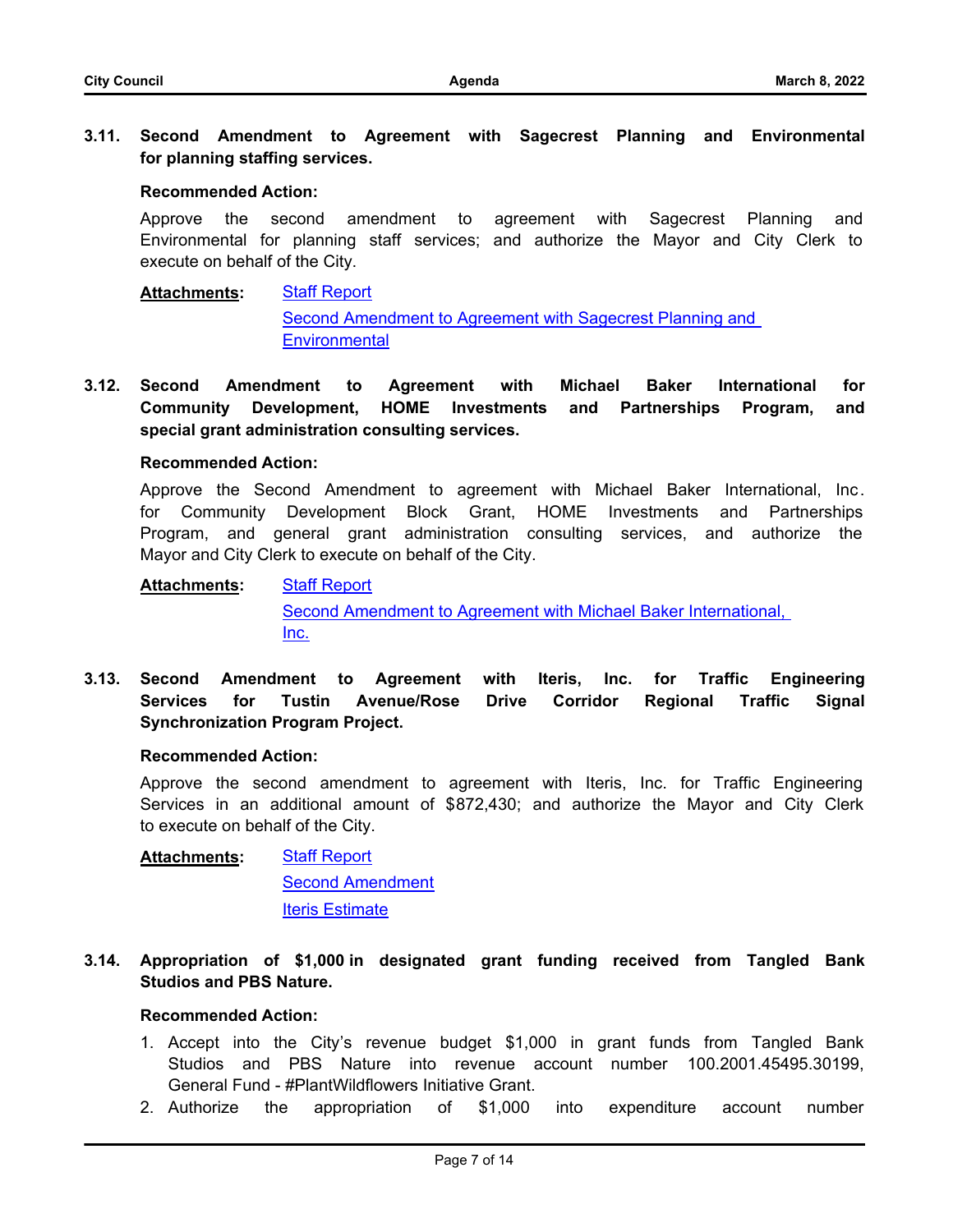**3.11. Second Amendment to Agreement with Sagecrest Planning and Environmental for planning staffing services.**

**Recommended Action:**

Approve the second amendment to agreement with Sagecrest Planning and Environmental for planning staff services; and authorize the Mayor and City Clerk to execute on behalf of the City.

**Attachments:** Staff Report
Second Amendment to Agreement with Sagecrest Planning and Environmental

**3.12. Second Amendment to Agreement with Michael Baker International for Community Development, HOME Investments and Partnerships Program, and special grant administration consulting services.**

**Recommended Action:**

Approve the Second Amendment to agreement with Michael Baker International, Inc. for Community Development Block Grant, HOME Investments and Partnerships Program, and general grant administration consulting services, and authorize the Mayor and City Clerk to execute on behalf of the City.

**Attachments:** Staff Report
Second Amendment to Agreement with Michael Baker International, Inc.

**3.13. Second Amendment to Agreement with Iteris, Inc. for Traffic Engineering Services for Tustin Avenue/Rose Drive Corridor Regional Traffic Signal Synchronization Program Project.**

**Recommended Action:**

Approve the second amendment to agreement with Iteris, Inc. for Traffic Engineering Services in an additional amount of $872,430; and authorize the Mayor and City Clerk to execute on behalf of the City.

**Attachments:** Staff Report
Second Amendment
Iteris Estimate

**3.14. Appropriation of $1,000 in designated grant funding received from Tangled Bank Studios and PBS Nature.**

**Recommended Action:**

1. Accept into the City's revenue budget $1,000 in grant funds from Tangled Bank Studios and PBS Nature into revenue account number 100.2001.45495.30199, General Fund - #PlantWildflowers Initiative Grant.
2. Authorize the appropriation of $1,000 into expenditure account number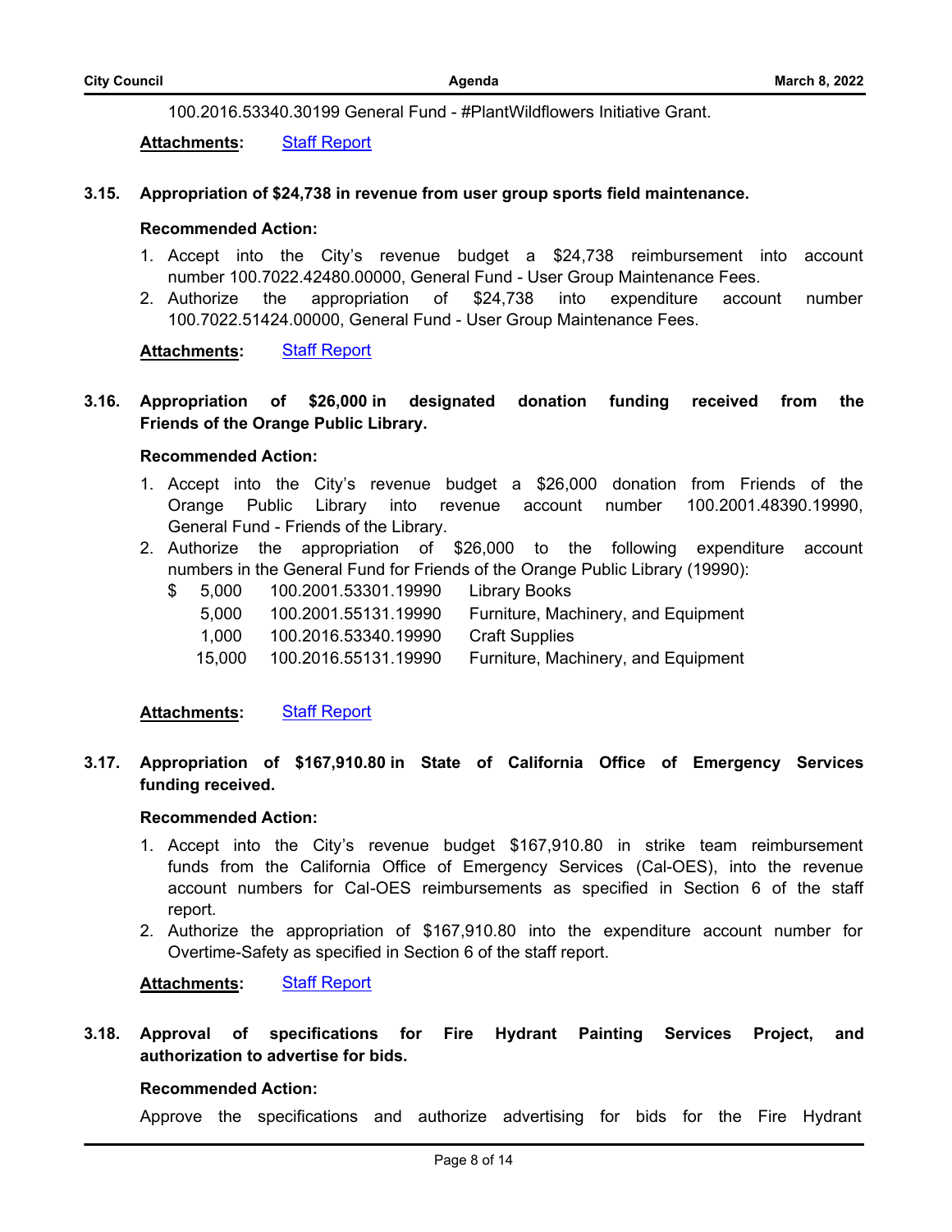100.2016.53340.30199 General Fund - #PlantWildflowers Initiative Grant.

**Attachments:** Staff Report

**3.15. Appropriation of $24,738 in revenue from user group sports field maintenance.**

**Recommended Action:**

1. Accept into the City's revenue budget a $24,738 reimbursement into account number 100.7022.42480.00000, General Fund - User Group Maintenance Fees.
2. Authorize the appropriation of $24,738 into expenditure account number 100.7022.51424.00000, General Fund - User Group Maintenance Fees.

**Attachments:** Staff Report

**3.16. Appropriation of $26,000 in designated donation funding received from the Friends of the Orange Public Library.**

**Recommended Action:**

1. Accept into the City's revenue budget a $26,000 donation from Friends of the Orange Public Library into revenue account number 100.2001.48390.19990, General Fund - Friends of the Library.
2. Authorize the appropriation of $26,000 to the following expenditure account numbers in the General Fund for Friends of the Orange Public Library (19990):

| | | |
|---|---|---|
| $ 5,000 | 100.2001.53301.19990 | Library Books |
| 5,000 | 100.2001.55131.19990 | Furniture, Machinery, and Equipment |
| 1,000 | 100.2016.53340.19990 | Craft Supplies |
| 15,000 | 100.2016.55131.19990 | Furniture, Machinery, and Equipment |

**Attachments:** Staff Report

**3.17. Appropriation of $167,910.80 in State of California Office of Emergency Services funding received.**

**Recommended Action:**

1. Accept into the City's revenue budget $167,910.80 in strike team reimbursement funds from the California Office of Emergency Services (Cal-OES), into the revenue account numbers for Cal-OES reimbursements as specified in Section 6 of the staff report.
2. Authorize the appropriation of $167,910.80 into the expenditure account number for Overtime-Safety as specified in Section 6 of the staff report.

**Attachments:** Staff Report

**3.18. Approval of specifications for Fire Hydrant Painting Services Project, and authorization to advertise for bids.**

**Recommended Action:**

Approve the specifications and authorize advertising for bids for the Fire Hydrant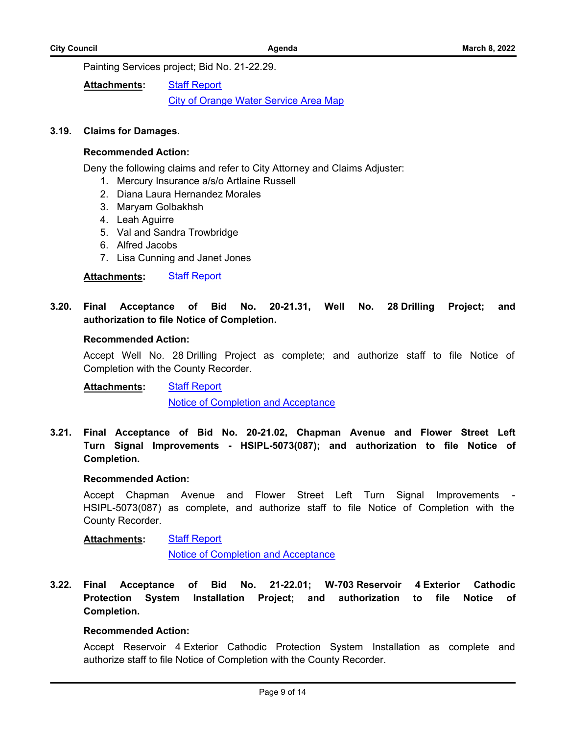Painting Services project; Bid No. 21-22.29.

**Attachments:** Staff Report
City of Orange Water Service Area Map

**3.19. Claims for Damages.**

**Recommended Action:**

Deny the following claims and refer to City Attorney and Claims Adjuster:

1. Mercury Insurance a/s/o Artlaine Russell
2. Diana Laura Hernandez Morales
3. Maryam Golbakhsh
4. Leah Aguirre
5. Val and Sandra Trowbridge
6. Alfred Jacobs
7. Lisa Cunning and Janet Jones

**Attachments:** Staff Report

**3.20. Final Acceptance of Bid No. 20-21.31, Well No. 28 Drilling Project; and authorization to file Notice of Completion.**

**Recommended Action:**

Accept Well No. 28 Drilling Project as complete; and authorize staff to file Notice of Completion with the County Recorder.

**Attachments:** Staff Report
Notice of Completion and Acceptance

**3.21. Final Acceptance of Bid No. 20-21.02, Chapman Avenue and Flower Street Left Turn Signal Improvements - HSIPL-5073(087); and authorization to file Notice of Completion.**

**Recommended Action:**

Accept Chapman Avenue and Flower Street Left Turn Signal Improvements - HSIPL-5073(087) as complete, and authorize staff to file Notice of Completion with the County Recorder.

**Attachments:** Staff Report
Notice of Completion and Acceptance

**3.22. Final Acceptance of Bid No. 21-22.01; W-703 Reservoir 4 Exterior Cathodic Protection System Installation Project; and authorization to file Notice of Completion.**

**Recommended Action:**

Accept Reservoir 4 Exterior Cathodic Protection System Installation as complete and authorize staff to file Notice of Completion with the County Recorder.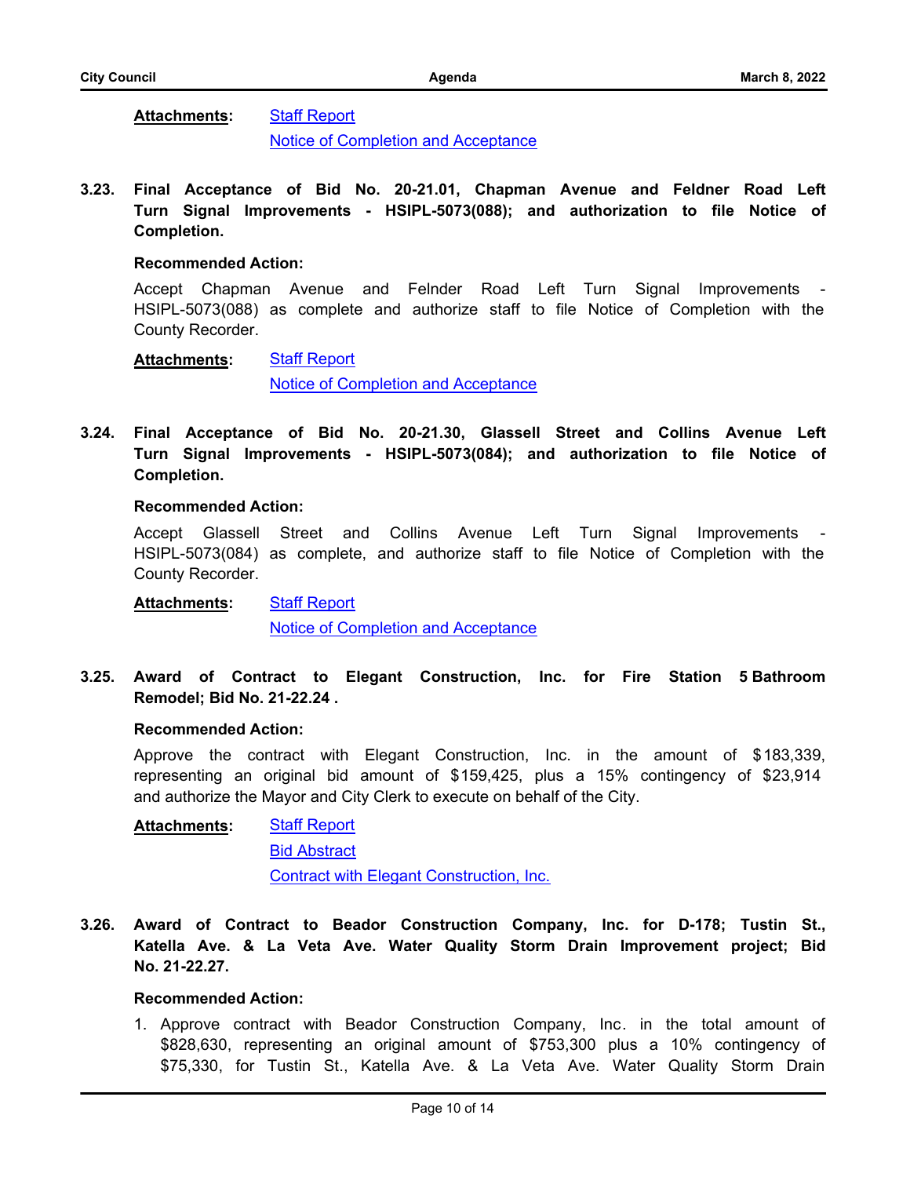**Attachments:** Staff Report
Notice of Completion and Acceptance

**3.23. Final Acceptance of Bid No. 20-21.01, Chapman Avenue and Feldner Road Left Turn Signal Improvements - HSIPL-5073(088); and authorization to file Notice of Completion.**

**Recommended Action:**

Accept Chapman Avenue and Felnder Road Left Turn Signal Improvements - HSIPL-5073(088) as complete and authorize staff to file Notice of Completion with the County Recorder.

**Attachments:** Staff Report
Notice of Completion and Acceptance

**3.24. Final Acceptance of Bid No. 20-21.30, Glassell Street and Collins Avenue Left Turn Signal Improvements - HSIPL-5073(084); and authorization to file Notice of Completion.**

**Recommended Action:**

Accept Glassell Street and Collins Avenue Left Turn Signal Improvements - HSIPL-5073(084) as complete, and authorize staff to file Notice of Completion with the County Recorder.

**Attachments:** Staff Report
Notice of Completion and Acceptance

**3.25. Award of Contract to Elegant Construction, Inc. for Fire Station 5 Bathroom Remodel; Bid No. 21-22.24 .**

**Recommended Action:**

Approve the contract with Elegant Construction, Inc. in the amount of $183,339, representing an original bid amount of $159,425, plus a 15% contingency of $23,914 and authorize the Mayor and City Clerk to execute on behalf of the City.

**Attachments:** Staff Report
Bid Abstract
Contract with Elegant Construction, Inc.

**3.26. Award of Contract to Beador Construction Company, Inc. for D-178; Tustin St., Katella Ave. & La Veta Ave. Water Quality Storm Drain Improvement project; Bid No. 21-22.27.**

**Recommended Action:**

1. Approve contract with Beador Construction Company, Inc. in the total amount of $828,630, representing an original amount of $753,300 plus a 10% contingency of $75,330, for Tustin St., Katella Ave. & La Veta Ave. Water Quality Storm Drain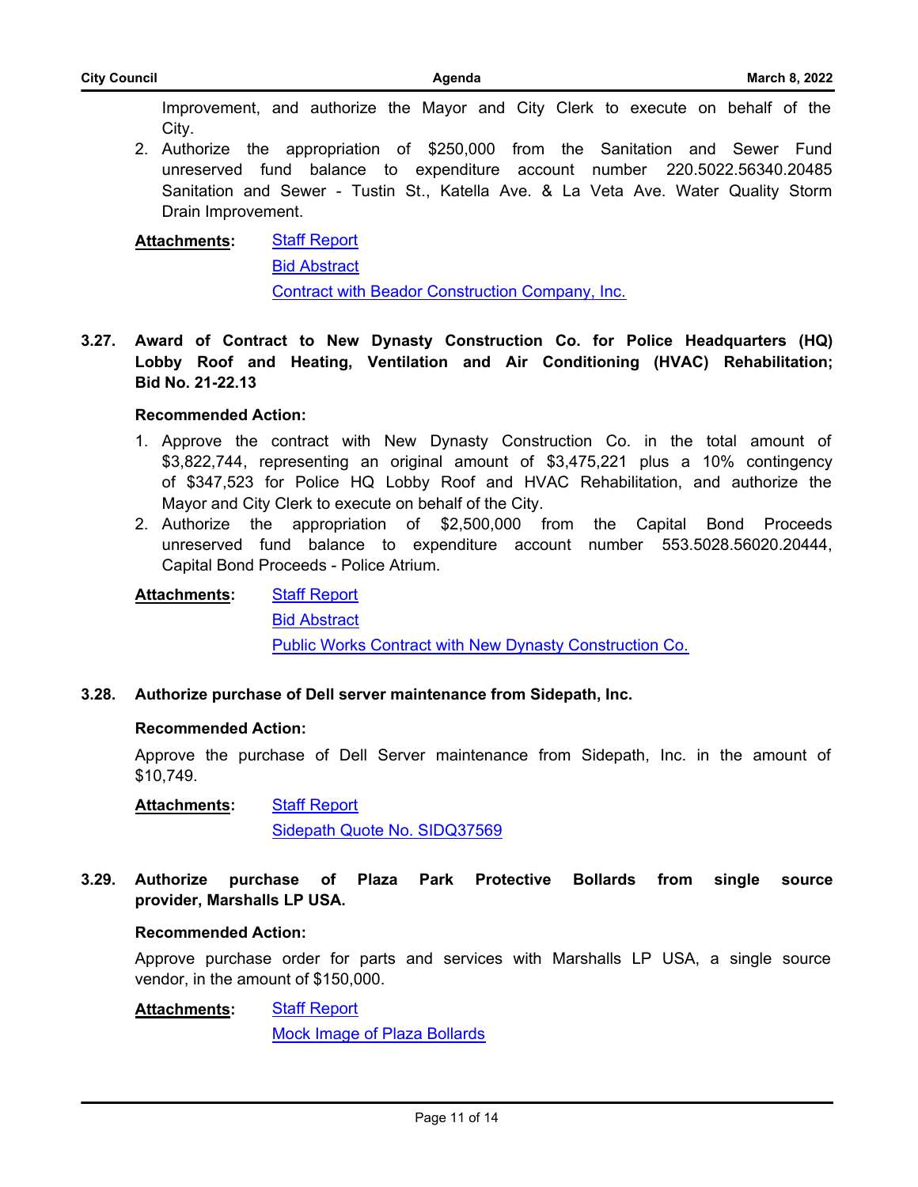Improvement, and authorize the Mayor and City Clerk to execute on behalf of the City.

2. Authorize the appropriation of $250,000 from the Sanitation and Sewer Fund unreserved fund balance to expenditure account number 220.5022.56340.20485 Sanitation and Sewer - Tustin St., Katella Ave. & La Veta Ave. Water Quality Storm Drain Improvement.

**Attachments:** Staff Report
Bid Abstract
Contract with Beador Construction Company, Inc.

### 3.27. Award of Contract to New Dynasty Construction Co. for Police Headquarters (HQ) Lobby Roof and Heating, Ventilation and Air Conditioning (HVAC) Rehabilitation; Bid No. 21-22.13

**Recommended Action:**

1. Approve the contract with New Dynasty Construction Co. in the total amount of $3,822,744, representing an original amount of $3,475,221 plus a 10% contingency of $347,523 for Police HQ Lobby Roof and HVAC Rehabilitation, and authorize the Mayor and City Clerk to execute on behalf of the City.
2. Authorize the appropriation of $2,500,000 from the Capital Bond Proceeds unreserved fund balance to expenditure account number 553.5028.56020.20444, Capital Bond Proceeds - Police Atrium.

**Attachments:** Staff Report
Bid Abstract
Public Works Contract with New Dynasty Construction Co.

### 3.28. Authorize purchase of Dell server maintenance from Sidepath, Inc.

**Recommended Action:**

Approve the purchase of Dell Server maintenance from Sidepath, Inc. in the amount of $10,749.

**Attachments:** Staff Report
Sidepath Quote No. SIDQ37569

### 3.29. Authorize purchase of Plaza Park Protective Bollards from single source provider, Marshalls LP USA.

**Recommended Action:**

Approve purchase order for parts and services with Marshalls LP USA, a single source vendor, in the amount of $150,000.

**Attachments:** Staff Report
Mock Image of Plaza Bollards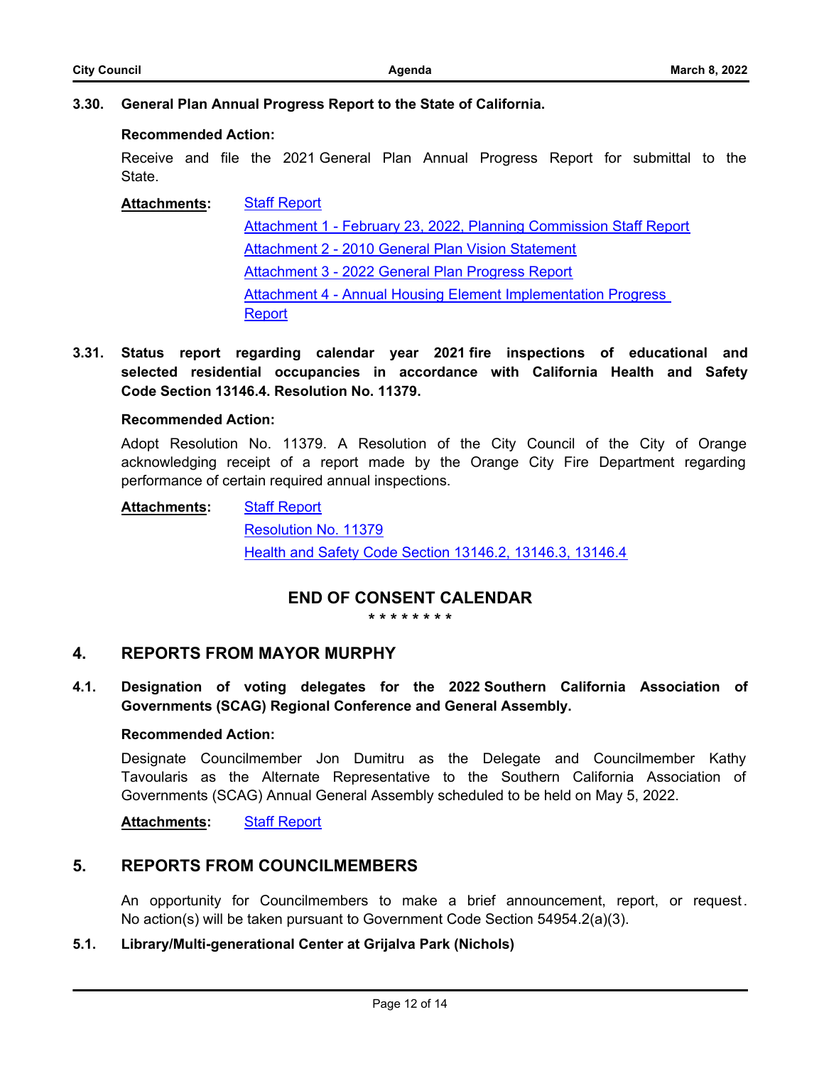### 3.30. General Plan Annual Progress Report to the State of California.

**Recommended Action:**

Receive and file the 2021 General Plan Annual Progress Report for submittal to the State.

**Attachments:**
- Staff Report
- Attachment 1 - February 23, 2022, Planning Commission Staff Report
- Attachment 2 - 2010 General Plan Vision Statement
- Attachment 3 - 2022 General Plan Progress Report
- Attachment 4 - Annual Housing Element Implementation Progress Report

### 3.31. Status report regarding calendar year 2021 fire inspections of educational and selected residential occupancies in accordance with California Health and Safety Code Section 13146.4. Resolution No. 11379.

**Recommended Action:**

Adopt Resolution No. 11379. A Resolution of the City Council of the City of Orange acknowledging receipt of a report made by the Orange City Fire Department regarding performance of certain required annual inspections.

**Attachments:**
- Staff Report
- Resolution No. 11379
- Health and Safety Code Section 13146.2, 13146.3, 13146.4

## END OF CONSENT CALENDAR

\* \* \* \* \* \* \* \*

## 4. REPORTS FROM MAYOR MURPHY

### 4.1. Designation of voting delegates for the 2022 Southern California Association of Governments (SCAG) Regional Conference and General Assembly.

**Recommended Action:**

Designate Councilmember Jon Dumitru as the Delegate and Councilmember Kathy Tavoularis as the Alternate Representative to the Southern California Association of Governments (SCAG) Annual General Assembly scheduled to be held on May 5, 2022.

**Attachments:**
- Staff Report

## 5. REPORTS FROM COUNCILMEMBERS

An opportunity for Councilmembers to make a brief announcement, report, or request. No action(s) will be taken pursuant to Government Code Section 54954.2(a)(3).

### 5.1. Library/Multi-generational Center at Grijalva Park (Nichols)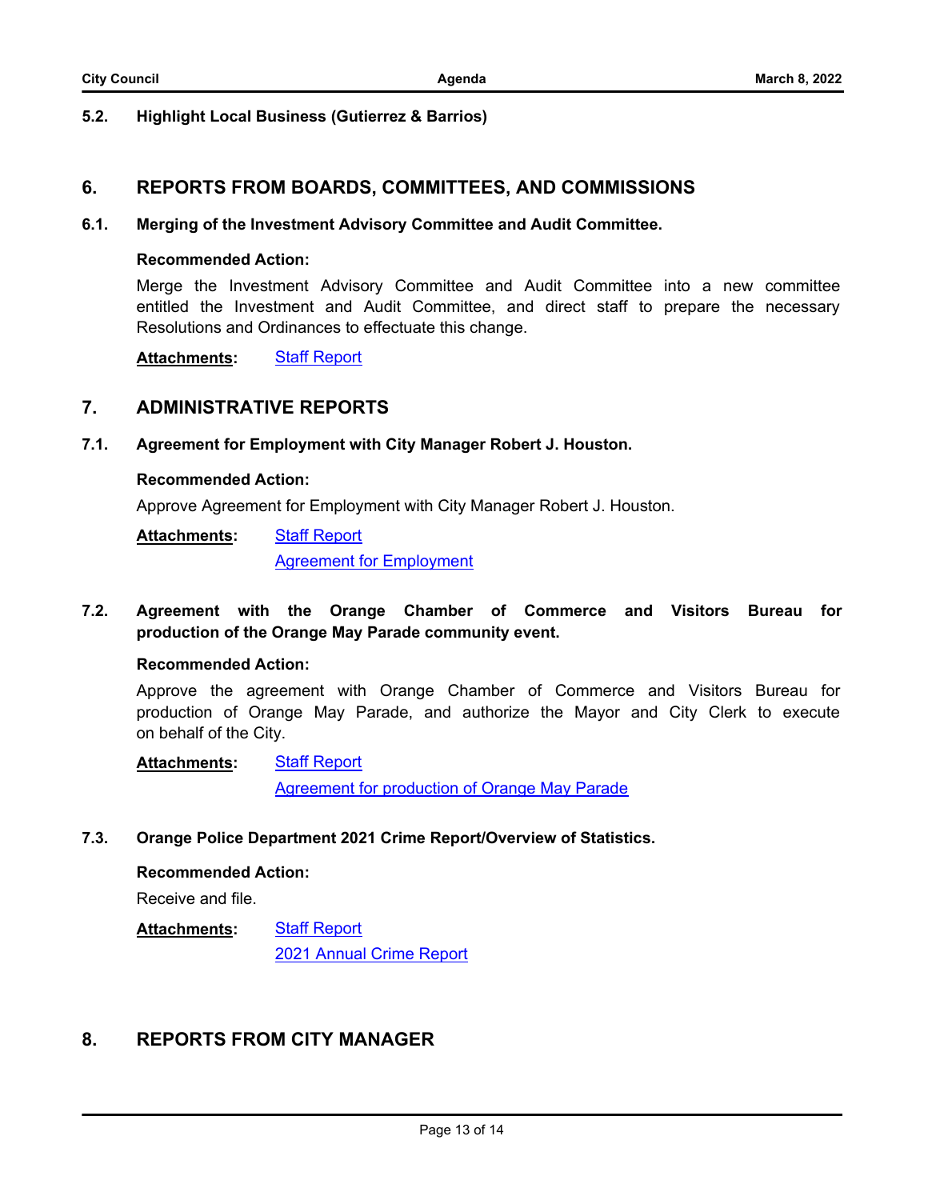### 5.2. Highlight Local Business (Gutierrez & Barrios)

## 6. REPORTS FROM BOARDS, COMMITTEES, AND COMMISSIONS

### 6.1. Merging of the Investment Advisory Committee and Audit Committee.

**Recommended Action:**

Merge the Investment Advisory Committee and Audit Committee into a new committee entitled the Investment and Audit Committee, and direct staff to prepare the necessary Resolutions and Ordinances to effectuate this change.

**Attachments:** Staff Report

## 7. ADMINISTRATIVE REPORTS

### 7.1. Agreement for Employment with City Manager Robert J. Houston.

**Recommended Action:**

Approve Agreement for Employment with City Manager Robert J. Houston.

**Attachments:** Staff Report
Agreement for Employment

### 7.2. Agreement with the Orange Chamber of Commerce and Visitors Bureau for production of the Orange May Parade community event.

**Recommended Action:**

Approve the agreement with Orange Chamber of Commerce and Visitors Bureau for production of Orange May Parade, and authorize the Mayor and City Clerk to execute on behalf of the City.

**Attachments:** Staff Report
Agreement for production of Orange May Parade

### 7.3. Orange Police Department 2021 Crime Report/Overview of Statistics.

**Recommended Action:**

Receive and file.

**Attachments:** Staff Report
2021 Annual Crime Report

## 8. REPORTS FROM CITY MANAGER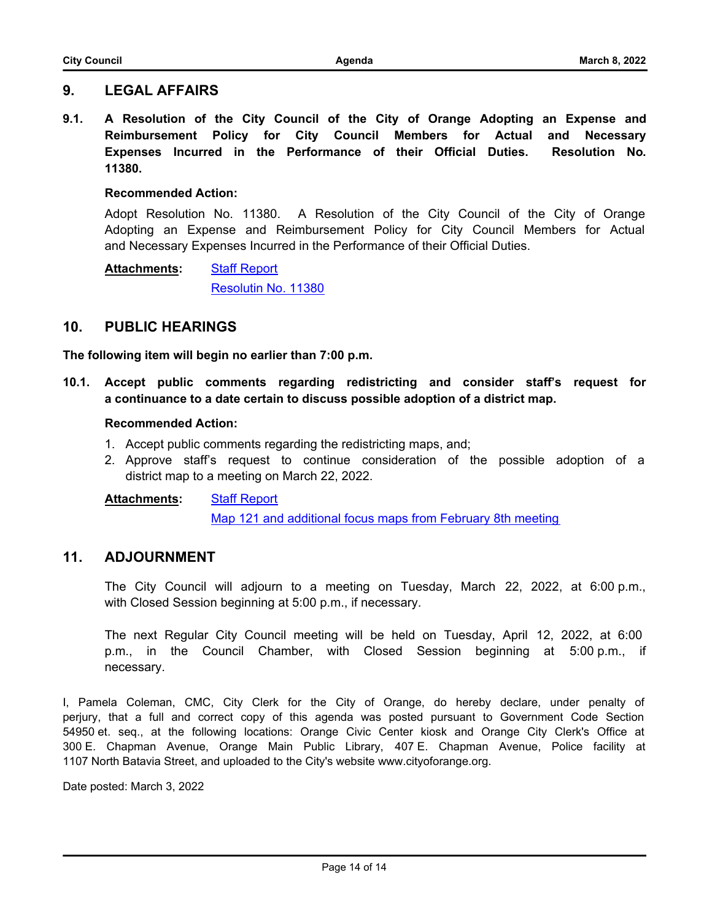## 9. LEGAL AFFAIRS

**9.1. A Resolution of the City Council of the City of Orange Adopting an Expense and Reimbursement Policy for City Council Members for Actual and Necessary Expenses Incurred in the Performance of their Official Duties. Resolution No. 11380.**

**Recommended Action:**

Adopt Resolution No. 11380. A Resolution of the City Council of the City of Orange Adopting an Expense and Reimbursement Policy for City Council Members for Actual and Necessary Expenses Incurred in the Performance of their Official Duties.

**Attachments:** Staff Report
Resolutin No. 11380

## 10. PUBLIC HEARINGS

**The following item will begin no earlier than 7:00 p.m.**

**10.1. Accept public comments regarding redistricting and consider staff's request for a continuance to a date certain to discuss possible adoption of a district map.**

**Recommended Action:**

1. Accept public comments regarding the redistricting maps, and;
2. Approve staff's request to continue consideration of the possible adoption of a district map to a meeting on March 22, 2022.

**Attachments:** Staff Report
Map 121 and additional focus maps from February 8th meeting

## 11. ADJOURNMENT

The City Council will adjourn to a meeting on Tuesday, March 22, 2022, at 6:00 p.m., with Closed Session beginning at 5:00 p.m., if necessary.

The next Regular City Council meeting will be held on Tuesday, April 12, 2022, at 6:00 p.m., in the Council Chamber, with Closed Session beginning at 5:00 p.m., if necessary.

I, Pamela Coleman, CMC, City Clerk for the City of Orange, do hereby declare, under penalty of perjury, that a full and correct copy of this agenda was posted pursuant to Government Code Section 54950 et. seq., at the following locations: Orange Civic Center kiosk and Orange City Clerk's Office at 300 E. Chapman Avenue, Orange Main Public Library, 407 E. Chapman Avenue, Police facility at 1107 North Batavia Street, and uploaded to the City's website www.cityoforange.org.

Date posted: March 3, 2022